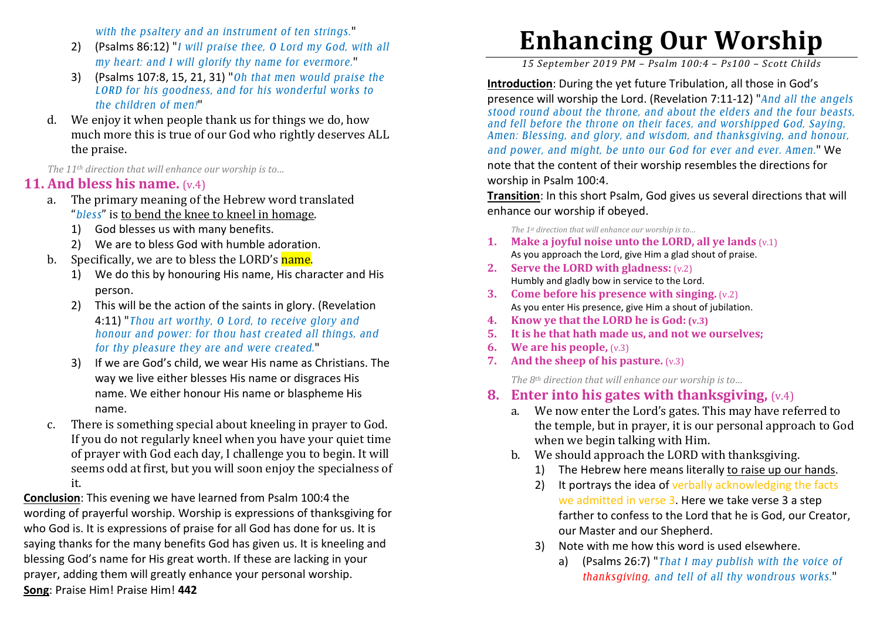*with the psaltery and an instrument of ten strings.*"

2) (Psalms 86:12) "*I will praise thee, O Lord my God, with all my heart: and I will glorify thy name for evermore.*"
3) (Psalms 107:8, 15, 21, 31) "*Oh that men would praise the LORD for his goodness, and for his wonderful works to the children of men!*"

d. We enjoy it when people thank us for things we do, how much more this is true of our God who rightly deserves ALL the praise.

*The 11th direction that will enhance our worship is to…*

## 11. And bless his name. (v.4)

a. The primary meaning of the Hebrew word translated "*bless*" is to bend the knee to kneel in homage.
   1) God blesses us with many benefits.
   2) We are to bless God with humble adoration.

b. Specifically, we are to bless the LORD's name.
   1) We do this by honouring His name, His character and His person.
   2) This will be the action of the saints in glory. (Revelation 4:11) "*Thou art worthy, O Lord, to receive glory and honour and power: for thou hast created all things, and for thy pleasure they are and were created.*"
   3) If we are God's child, we wear His name as Christians. The way we live either blesses His name or disgraces His name. We either honour His name or blaspheme His name.

c. There is something special about kneeling in prayer to God. If you do not regularly kneel when you have your quiet time of prayer with God each day, I challenge you to begin. It will seems odd at first, but you will soon enjoy the specialness of it.

**Conclusion**: This evening we have learned from Psalm 100:4 the wording of prayerful worship. Worship is expressions of thanksgiving for who God is. It is expressions of praise for all God has done for us. It is saying thanks for the many benefits God has given us. It is kneeling and blessing God's name for His great worth. If these are lacking in your prayer, adding them will greatly enhance your personal worship.

**Song**: Praise Him! Praise Him! **442**

# Enhancing Our Worship

*15 September 2019 PM – Psalm 100:4 – Ps100 – Scott Childs*

**Introduction**: During the yet future Tribulation, all those in God's presence will worship the Lord. (Revelation 7:11-12) "*And all the angels stood round about the throne, and about the elders and the four beasts, and fell before the throne on their faces, and worshipped God, Saying, Amen: Blessing, and glory, and wisdom, and thanksgiving, and honour, and power, and might, be unto our God for ever and ever. Amen.*" We note that the content of their worship resembles the directions for worship in Psalm 100:4.

**Transition**: In this short Psalm, God gives us several directions that will enhance our worship if obeyed.

*The 1st direction that will enhance our worship is to…*

1. **Make a joyful noise unto the LORD, all ye lands** (v.1)
   As you approach the Lord, give Him a glad shout of praise.
2. **Serve the LORD with gladness:** (v.2)
   Humbly and gladly bow in service to the Lord.
3. **Come before his presence with singing.** (v.2)
   As you enter His presence, give Him a shout of jubilation.
4. **Know ye that the LORD he is God: (v.3)**
5. **It is he that hath made us, and not we ourselves;**
6. **We are his people,** (v.3)
7. **And the sheep of his pasture.** (v.3)

*The 8th direction that will enhance our worship is to…*

## 8. Enter into his gates with thanksgiving, (v.4)

a. We now enter the Lord's gates. This may have referred to the temple, but in prayer, it is our personal approach to God when we begin talking with Him.

b. We should approach the LORD with thanksgiving.
   1) The Hebrew here means literally to raise up our hands.
   2) It portrays the idea of verbally acknowledging the facts we admitted in verse 3. Here we take verse 3 a step farther to confess to the Lord that he is God, our Creator, our Master and our Shepherd.
   3) Note with me how this word is used elsewhere.
      a) (Psalms 26:7) "*That I may publish with the voice of thanksgiving, and tell of all thy wondrous works.*"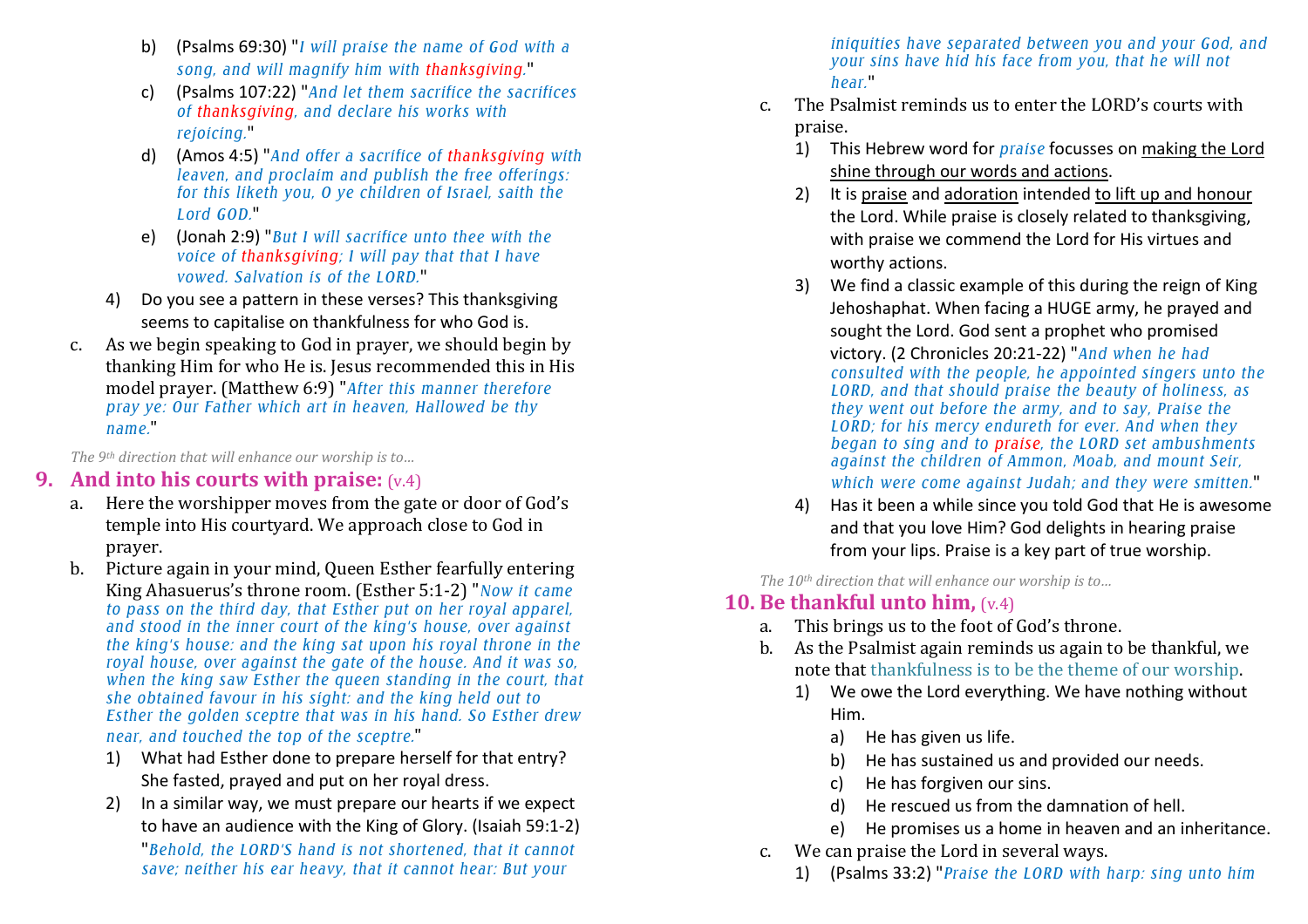b) (Psalms 69:30) "*I will praise the name of God with a song, and will magnify him with thanksgiving.*"

c) (Psalms 107:22) "*And let them sacrifice the sacrifices of thanksgiving, and declare his works with rejoicing.*"

d) (Amos 4:5) "*And offer a sacrifice of thanksgiving with leaven, and proclaim and publish the free offerings: for this liketh you, O ye children of Israel, saith the Lord GOD.*"

e) (Jonah 2:9) "*But I will sacrifice unto thee with the voice of thanksgiving; I will pay that that I have vowed. Salvation is of the LORD.*"

4) Do you see a pattern in these verses? This thanksgiving seems to capitalise on thankfulness for who God is.

c. As we begin speaking to God in prayer, we should begin by thanking Him for who He is. Jesus recommended this in His model prayer. (Matthew 6:9) "*After this manner therefore pray ye: Our Father which art in heaven, Hallowed be thy name.*"

*The 9th direction that will enhance our worship is to…*

## 9. And into his courts with praise: (v.4)

a. Here the worshipper moves from the gate or door of God's temple into His courtyard. We approach close to God in prayer.

b. Picture again in your mind, Queen Esther fearfully entering King Ahasuerus's throne room. (Esther 5:1-2) "*Now it came to pass on the third day, that Esther put on her royal apparel, and stood in the inner court of the king's house, over against the king's house: and the king sat upon his royal throne in the royal house, over against the gate of the house. And it was so, when the king saw Esther the queen standing in the court, that she obtained favour in his sight: and the king held out to Esther the golden sceptre that was in his hand. So Esther drew near, and touched the top of the sceptre.*"

1) What had Esther done to prepare herself for that entry? She fasted, prayed and put on her royal dress.

2) In a similar way, we must prepare our hearts if we expect to have an audience with the King of Glory. (Isaiah 59:1-2) "*Behold, the LORD'S hand is not shortened, that it cannot save; neither his ear heavy, that it cannot hear: But your iniquities have separated between you and your God, and your sins have hid his face from you, that he will not hear.*"

c. The Psalmist reminds us to enter the LORD's courts with praise.

1) This Hebrew word for *praise* focusses on making the Lord shine through our words and actions.

2) It is praise and adoration intended to lift up and honour the Lord. While praise is closely related to thanksgiving, with praise we commend the Lord for His virtues and worthy actions.

3) We find a classic example of this during the reign of King Jehoshaphat. When facing a HUGE army, he prayed and sought the Lord. God sent a prophet who promised victory. (2 Chronicles 20:21-22) "*And when he had consulted with the people, he appointed singers unto the LORD, and that should praise the beauty of holiness, as they went out before the army, and to say, Praise the LORD; for his mercy endureth for ever. And when they began to sing and to praise, the LORD set ambushments against the children of Ammon, Moab, and mount Seir, which were come against Judah; and they were smitten.*"

4) Has it been a while since you told God that He is awesome and that you love Him? God delights in hearing praise from your lips. Praise is a key part of true worship.

*The 10th direction that will enhance our worship is to…*

## 10. Be thankful unto him, (v.4)

a. This brings us to the foot of God's throne.

b. As the Psalmist again reminds us again to be thankful, we note that thankfulness is to be the theme of our worship.

1) We owe the Lord everything. We have nothing without Him.

a) He has given us life.

b) He has sustained us and provided our needs.

c) He has forgiven our sins.

d) He rescued us from the damnation of hell.

e) He promises us a home in heaven and an inheritance.

c. We can praise the Lord in several ways.

1) (Psalms 33:2) "*Praise the LORD with harp: sing unto him*